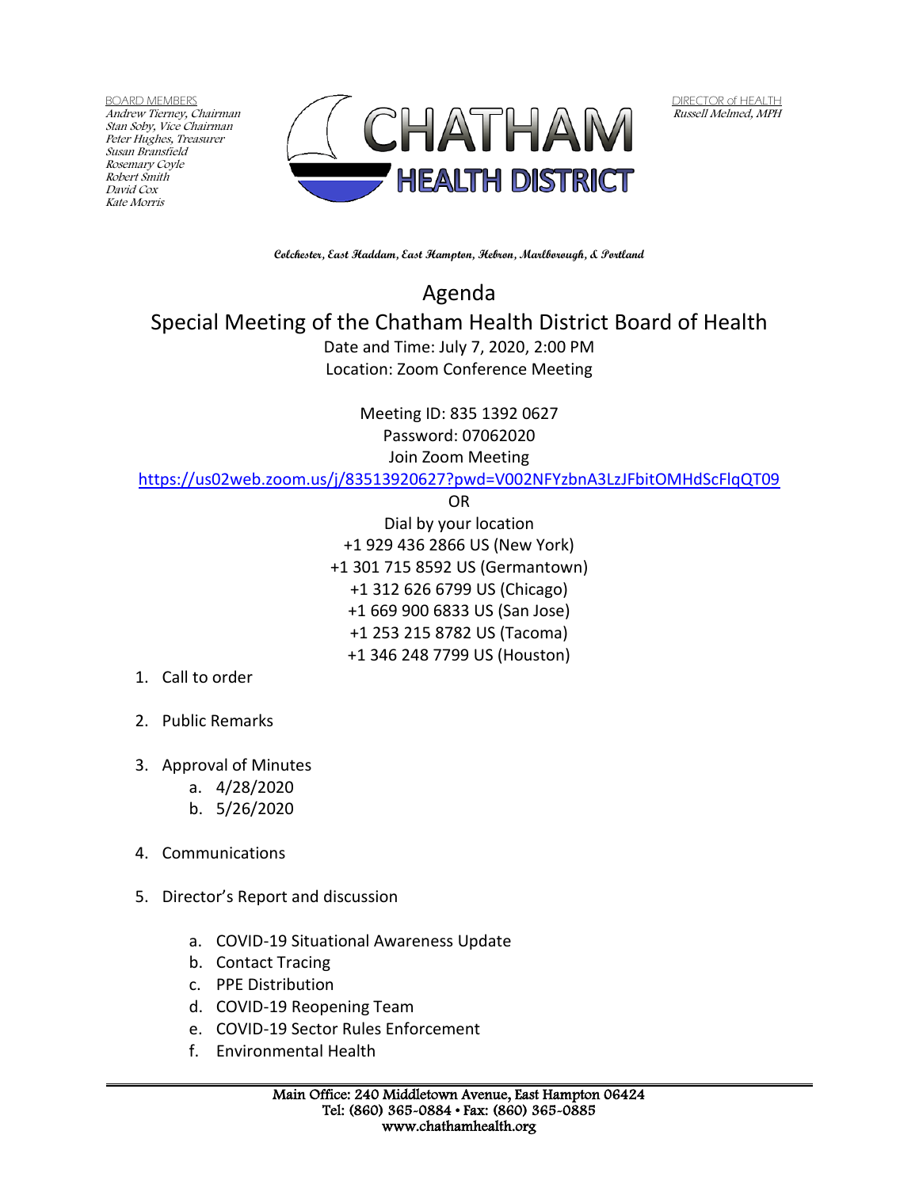BOARD MEMBERS
*Andrew Tierney, Chairman*
*Stan Soby, Vice Chairman*
*Peter Hughes, Treasurer*
*Susan Bransfield*
*Rosemary Coyle*
*Robert Smith*
*David Cox*
*Kate Morris*

CHATHAM
HEALTH DISTRICT

DIRECTOR of HEALTH
*Russell Melmed, MPH*

**Colchester, East Haddam, East Hampton, Hebron, Marlborough, & Portland**

# Agenda
## Special Meeting of the Chatham Health District Board of Health

Date and Time: July 7, 2020, 2:00 PM
Location: Zoom Conference Meeting

Meeting ID: 835 1392 0627
Password: 07062020
Join Zoom Meeting
https://us02web.zoom.us/j/83513920627?pwd=V002NFYzbnA3LzJFbitOMHdScFlqQT09
OR
Dial by your location
+1 929 436 2866 US (New York)
+1 301 715 8592 US (Germantown)
+1 312 626 6799 US (Chicago)
+1 669 900 6833 US (San Jose)
+1 253 215 8782 US (Tacoma)
+1 346 248 7799 US (Houston)

1. Call to order
2. Public Remarks
3. Approval of Minutes
   a. 4/28/2020
   b. 5/26/2020
4. Communications
5. Director's Report and discussion
   a. COVID-19 Situational Awareness Update
   b. Contact Tracing
   c. PPE Distribution
   d. COVID-19 Reopening Team
   e. COVID-19 Sector Rules Enforcement
   f. Environmental Health

Main Office: 240 Middletown Avenue, East Hampton 06424
Tel: (860) 365-0884 • Fax: (860) 365-0885
www.chathamhealth.org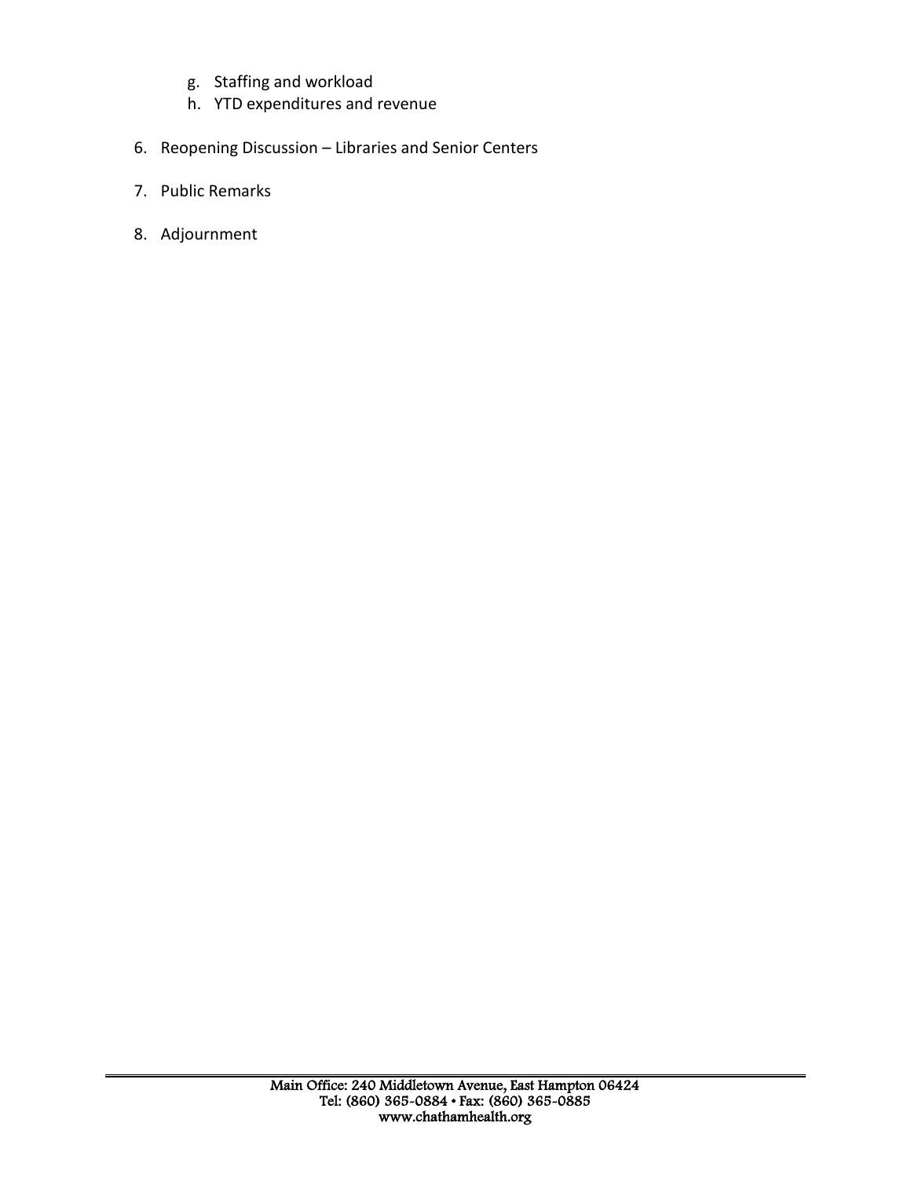g. Staffing and workload
   h. YTD expenditures and revenue

6. Reopening Discussion – Libraries and Senior Centers

7. Public Remarks

8. Adjournment

Main Office: 240 Middletown Avenue, East Hampton 06424
Tel: (860) 365-0884 • Fax: (860) 365-0885
www.chathamhealth.org